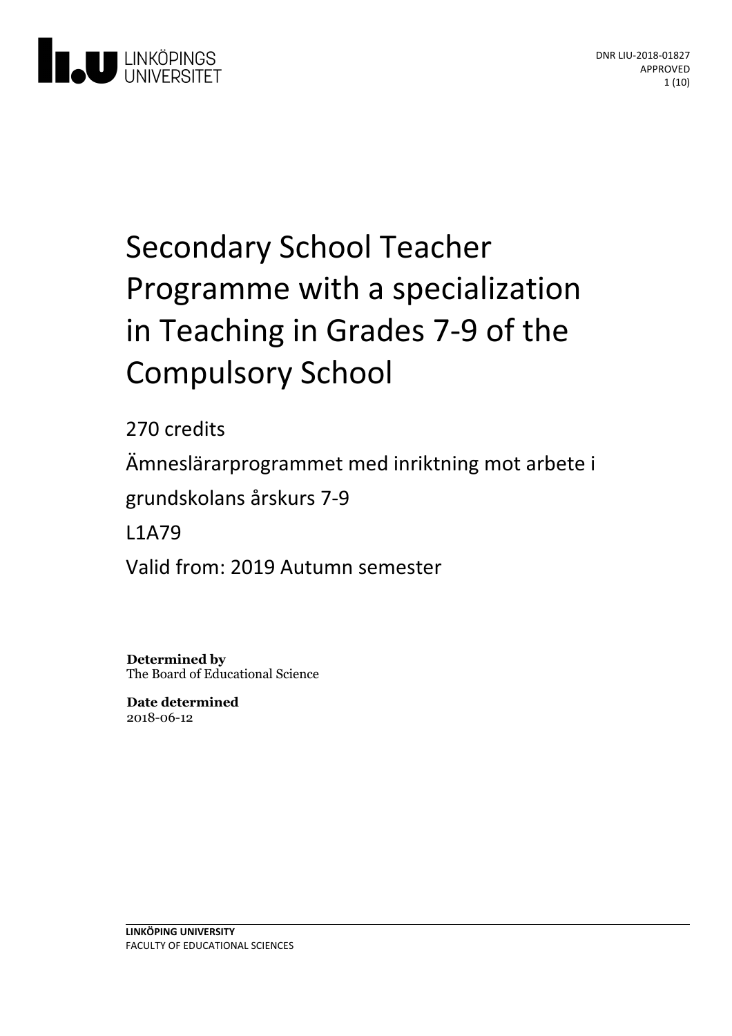LINKÖPINGS UNIVERSITET

DNR LIU-2018-01827
APPROVED

# Secondary School Teacher Programme with a specialization in Teaching in Grades 7-9 of the Compulsory School

270 credits

Ämneslärarprogrammet med inriktning mot arbete i grundskolans årskurs 7-9

L1A79

Valid from: 2019 Autumn semester

**Determined by**
The Board of Educational Science

**Date determined**
2018-06-12

**LINKÖPING UNIVERSITY**
FACULTY OF EDUCATIONAL SCIENCES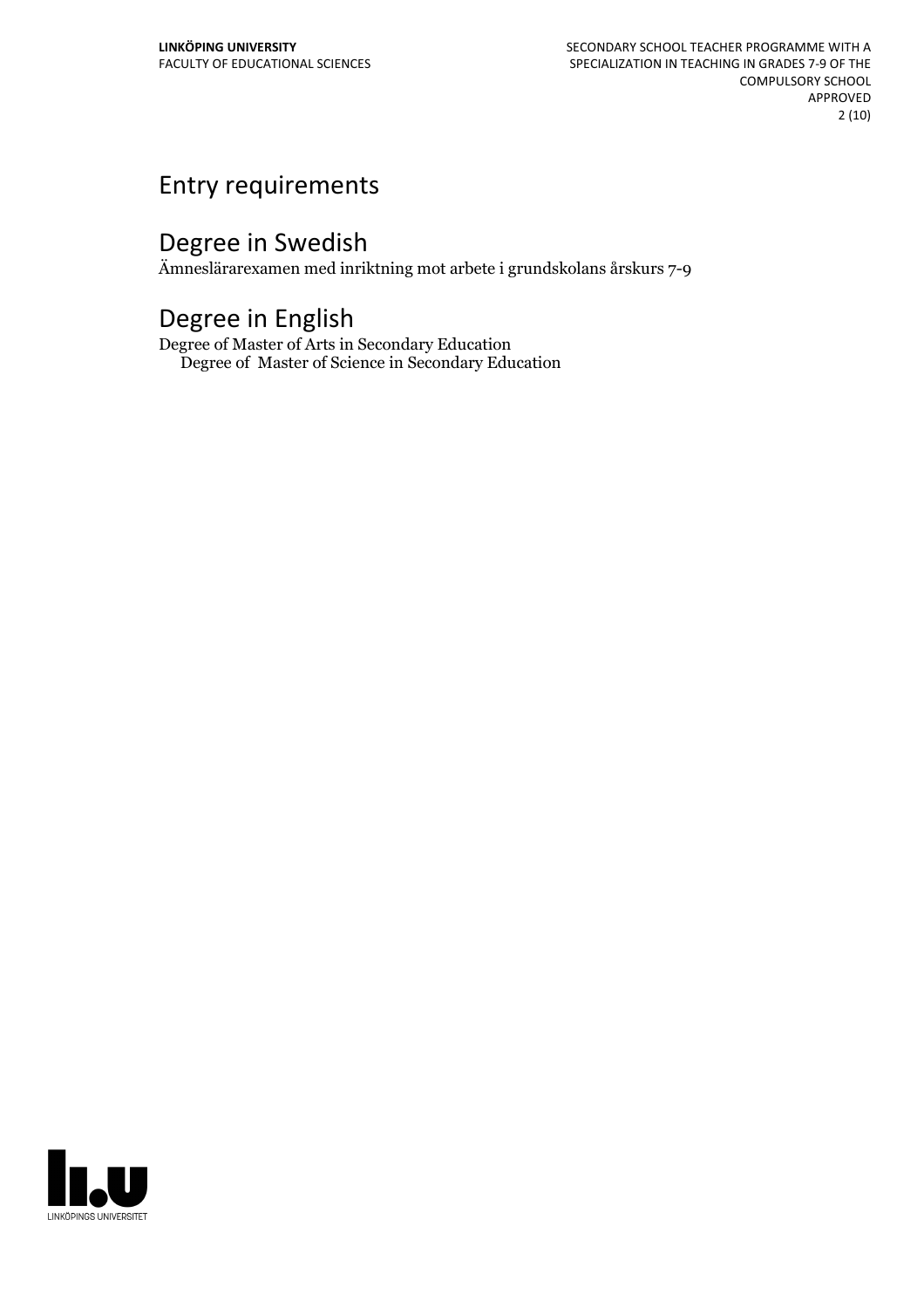# Entry requirements

# Degree in Swedish

Ämneslärarexamen med inriktning mot arbete i grundskolans årskurs 7-9

# Degree in English

Degree of Master of Arts in Secondary Education
Degree of Master of Science in Secondary Education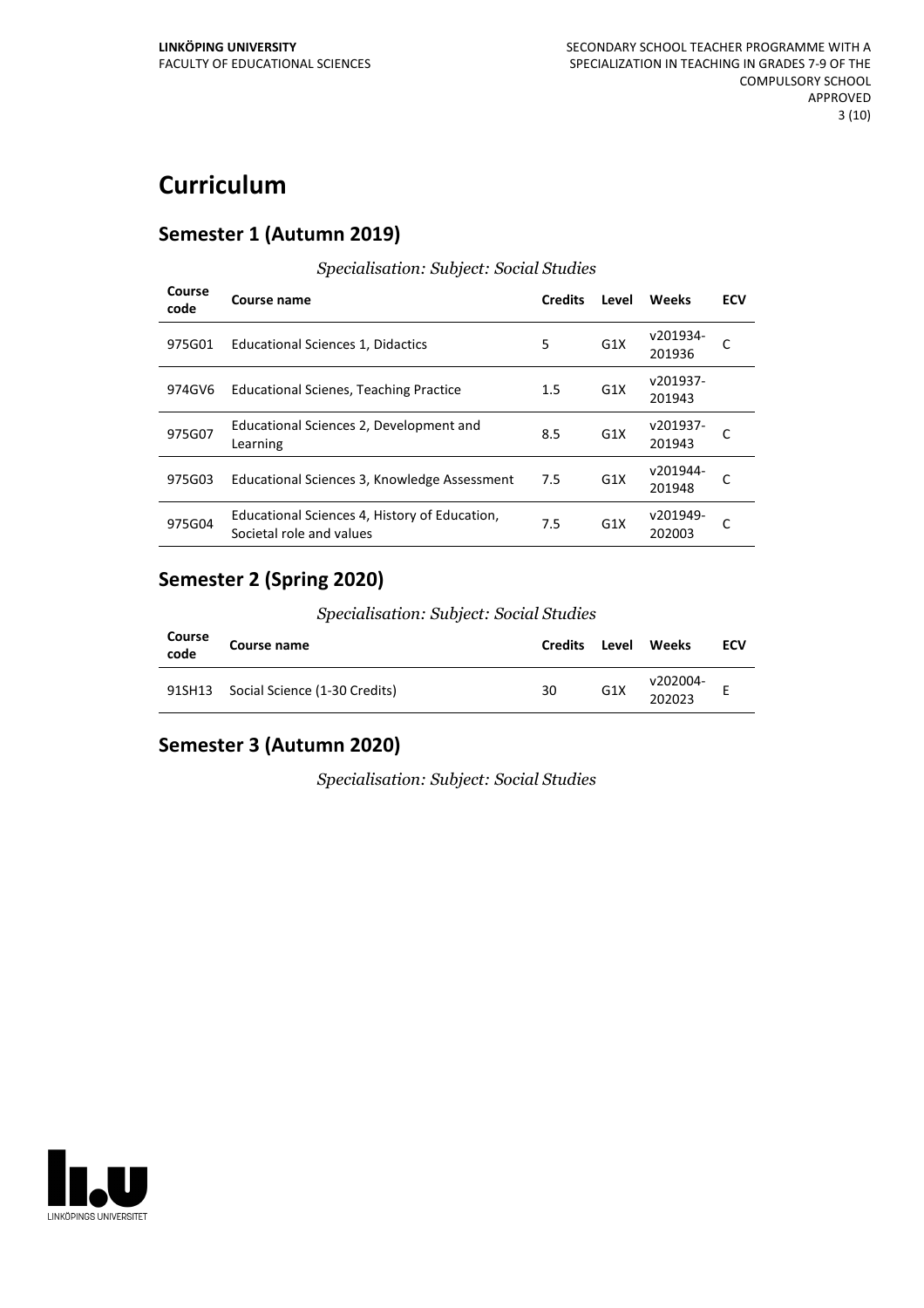# Curriculum

## Semester 1 (Autumn 2019)

*Specialisation: Subject: Social Studies*

| Course code | Course name | Credits | Level | Weeks | ECV |
|---|---|---|---|---|---|
| 975G01 | Educational Sciences 1, Didactics | 5 | G1X | v201934-201936 | C |
| 974GV6 | Educational Scienes, Teaching Practice | 1.5 | G1X | v201937-201943 | |
| 975G07 | Educational Sciences 2, Development and Learning | 8.5 | G1X | v201937-201943 | C |
| 975G03 | Educational Sciences 3, Knowledge Assessment | 7.5 | G1X | v201944-201948 | C |
| 975G04 | Educational Sciences 4, History of Education, Societal role and values | 7.5 | G1X | v201949-202003 | C |

## Semester 2 (Spring 2020)

*Specialisation: Subject: Social Studies*

| Course code | Course name | Credits | Level | Weeks | ECV |
|---|---|---|---|---|---|
| 91SH13 | Social Science (1-30 Credits) | 30 | G1X | v202004-202023 | E |

## Semester 3 (Autumn 2020)

*Specialisation: Subject: Social Studies*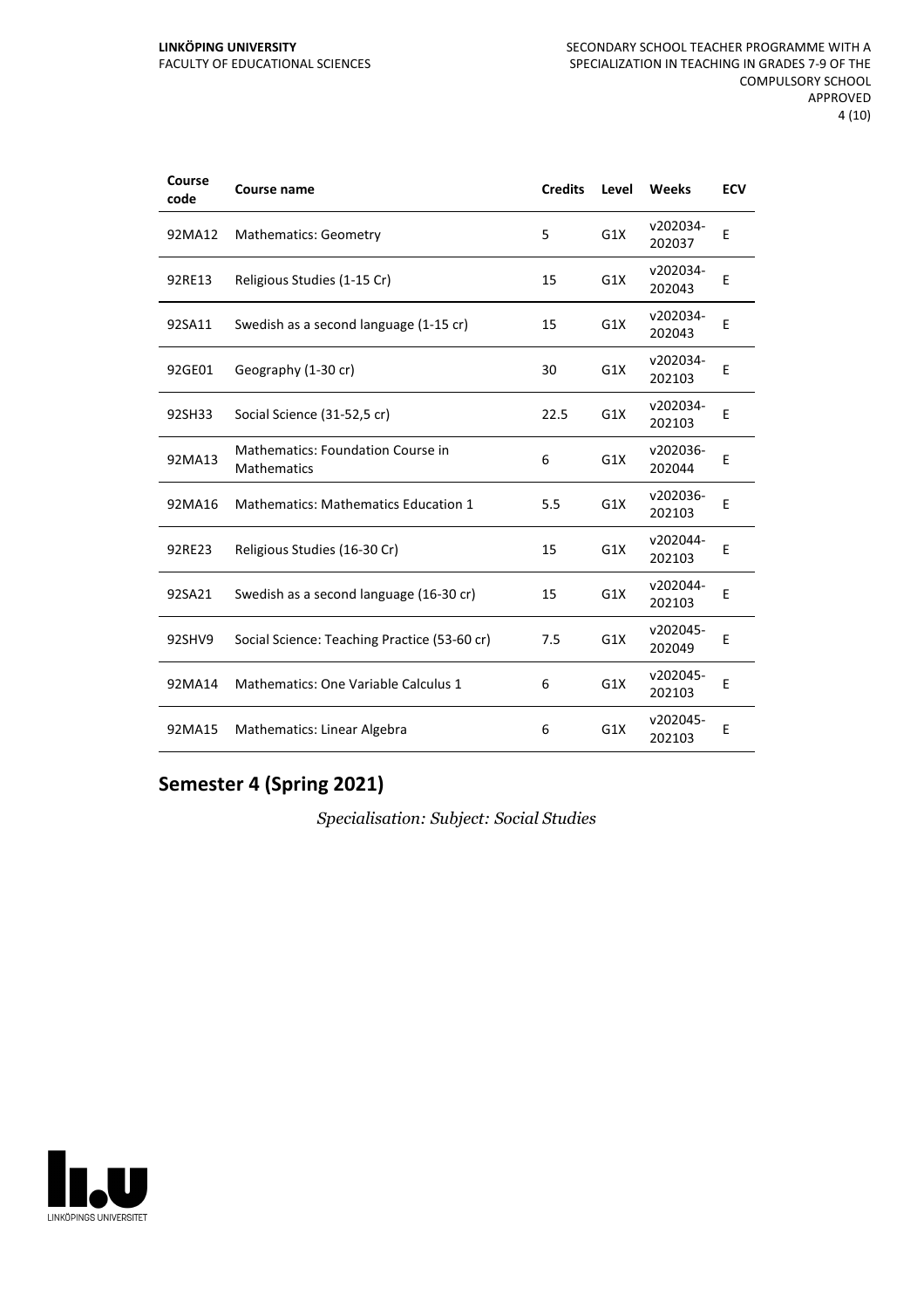| Course code | Course name | Credits | Level | Weeks | ECV |
|---|---|---|---|---|---|
| 92MA12 | Mathematics: Geometry | 5 | G1X | v202034-202037 | E |
| 92RE13 | Religious Studies (1-15 Cr) | 15 | G1X | v202034-202043 | E |
| 92SA11 | Swedish as a second language (1-15 cr) | 15 | G1X | v202034-202043 | E |
| 92GE01 | Geography (1-30 cr) | 30 | G1X | v202034-202103 | E |
| 92SH33 | Social Science (31-52,5 cr) | 22.5 | G1X | v202034-202103 | E |
| 92MA13 | Mathematics: Foundation Course in Mathematics | 6 | G1X | v202036-202044 | E |
| 92MA16 | Mathematics: Mathematics Education 1 | 5.5 | G1X | v202036-202103 | E |
| 92RE23 | Religious Studies (16-30 Cr) | 15 | G1X | v202044-202103 | E |
| 92SA21 | Swedish as a second language (16-30 cr) | 15 | G1X | v202044-202103 | E |
| 92SHV9 | Social Science: Teaching Practice (53-60 cr) | 7.5 | G1X | v202045-202049 | E |
| 92MA14 | Mathematics: One Variable Calculus 1 | 6 | G1X | v202045-202103 | E |
| 92MA15 | Mathematics: Linear Algebra | 6 | G1X | v202045-202103 | E |

## Semester 4 (Spring 2021)

*Specialisation: Subject: Social Studies*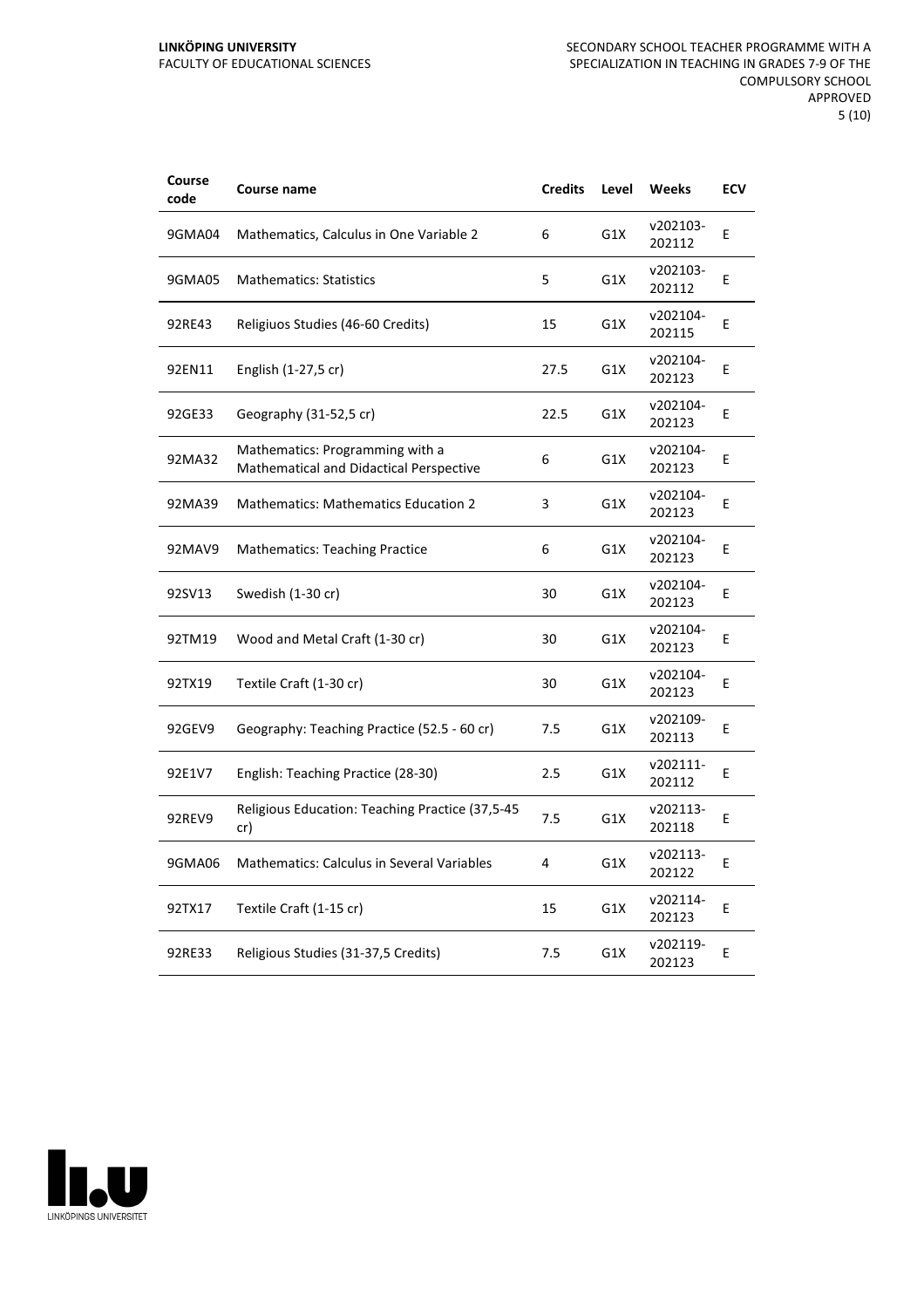| Course code | Course name | Credits | Level | Weeks | ECV |
|---|---|---|---|---|---|
| 9GMA04 | Mathematics, Calculus in One Variable 2 | 6 | G1X | v202103-202112 | E |
| 9GMA05 | Mathematics: Statistics | 5 | G1X | v202103-202112 | E |
| 92RE43 | Religiuos Studies (46-60 Credits) | 15 | G1X | v202104-202115 | E |
| 92EN11 | English (1-27,5 cr) | 27.5 | G1X | v202104-202123 | E |
| 92GE33 | Geography (31-52,5 cr) | 22.5 | G1X | v202104-202123 | E |
| 92MA32 | Mathematics: Programming with a Mathematical and Didactical Perspective | 6 | G1X | v202104-202123 | E |
| 92MA39 | Mathematics: Mathematics Education 2 | 3 | G1X | v202104-202123 | E |
| 92MAV9 | Mathematics: Teaching Practice | 6 | G1X | v202104-202123 | E |
| 92SV13 | Swedish (1-30 cr) | 30 | G1X | v202104-202123 | E |
| 92TM19 | Wood and Metal Craft (1-30 cr) | 30 | G1X | v202104-202123 | E |
| 92TX19 | Textile Craft (1-30 cr) | 30 | G1X | v202104-202123 | E |
| 92GEV9 | Geography: Teaching Practice (52.5 - 60 cr) | 7.5 | G1X | v202109-202113 | E |
| 92E1V7 | English: Teaching Practice (28-30) | 2.5 | G1X | v202111-202112 | E |
| 92REV9 | Religious Education: Teaching Practice (37,5-45 cr) | 7.5 | G1X | v202113-202118 | E |
| 9GMA06 | Mathematics: Calculus in Several Variables | 4 | G1X | v202113-202122 | E |
| 92TX17 | Textile Craft (1-15 cr) | 15 | G1X | v202114-202123 | E |
| 92RE33 | Religious Studies (31-37,5 Credits) | 7.5 | G1X | v202119-202123 | E |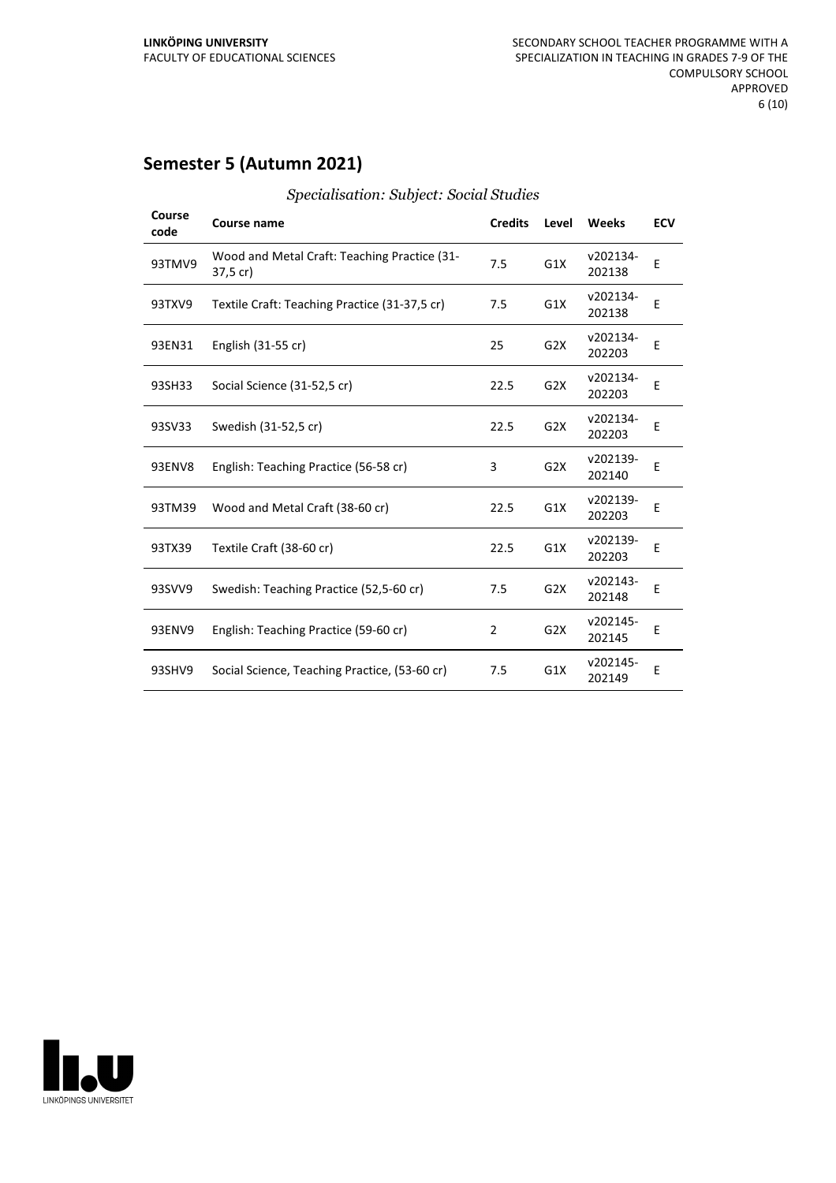## Semester 5 (Autumn 2021)

*Specialisation: Subject: Social Studies*

| Course code | Course name | Credits | Level | Weeks | ECV |
|---|---|---|---|---|---|
| 93TMV9 | Wood and Metal Craft: Teaching Practice (31-37,5 cr) | 7.5 | G1X | v202134-202138 | E |
| 93TXV9 | Textile Craft: Teaching Practice (31-37,5 cr) | 7.5 | G1X | v202134-202138 | E |
| 93EN31 | English (31-55 cr) | 25 | G2X | v202134-202203 | E |
| 93SH33 | Social Science (31-52,5 cr) | 22.5 | G2X | v202134-202203 | E |
| 93SV33 | Swedish (31-52,5 cr) | 22.5 | G2X | v202134-202203 | E |
| 93ENV8 | English: Teaching Practice (56-58 cr) | 3 | G2X | v202139-202140 | E |
| 93TM39 | Wood and Metal Craft (38-60 cr) | 22.5 | G1X | v202139-202203 | E |
| 93TX39 | Textile Craft (38-60 cr) | 22.5 | G1X | v202139-202203 | E |
| 93SVV9 | Swedish: Teaching Practice (52,5-60 cr) | 7.5 | G2X | v202143-202148 | E |
| 93ENV9 | English: Teaching Practice (59-60 cr) | 2 | G2X | v202145-202145 | E |
| 93SHV9 | Social Science, Teaching Practice, (53-60 cr) | 7.5 | G1X | v202145-202149 | E |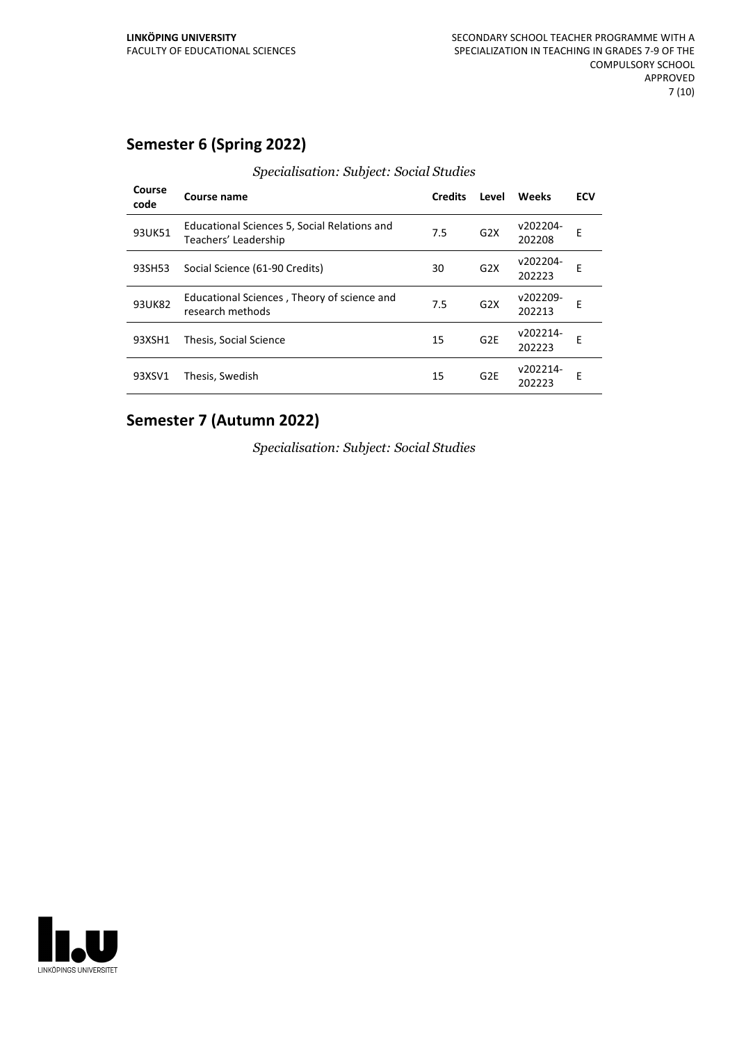## Semester 6 (Spring 2022)

*Specialisation: Subject: Social Studies*

| Course code | Course name | Credits | Level | Weeks | ECV |
|---|---|---|---|---|---|
| 93UK51 | Educational Sciences 5, Social Relations and Teachers' Leadership | 7.5 | G2X | v202204-202208 | E |
| 93SH53 | Social Science (61-90 Credits) | 30 | G2X | v202204-202223 | E |
| 93UK82 | Educational Sciences , Theory of science and research methods | 7.5 | G2X | v202209-202213 | E |
| 93XSH1 | Thesis, Social Science | 15 | G2E | v202214-202223 | E |
| 93XSV1 | Thesis, Swedish | 15 | G2E | v202214-202223 | E |

## Semester 7 (Autumn 2022)

*Specialisation: Subject: Social Studies*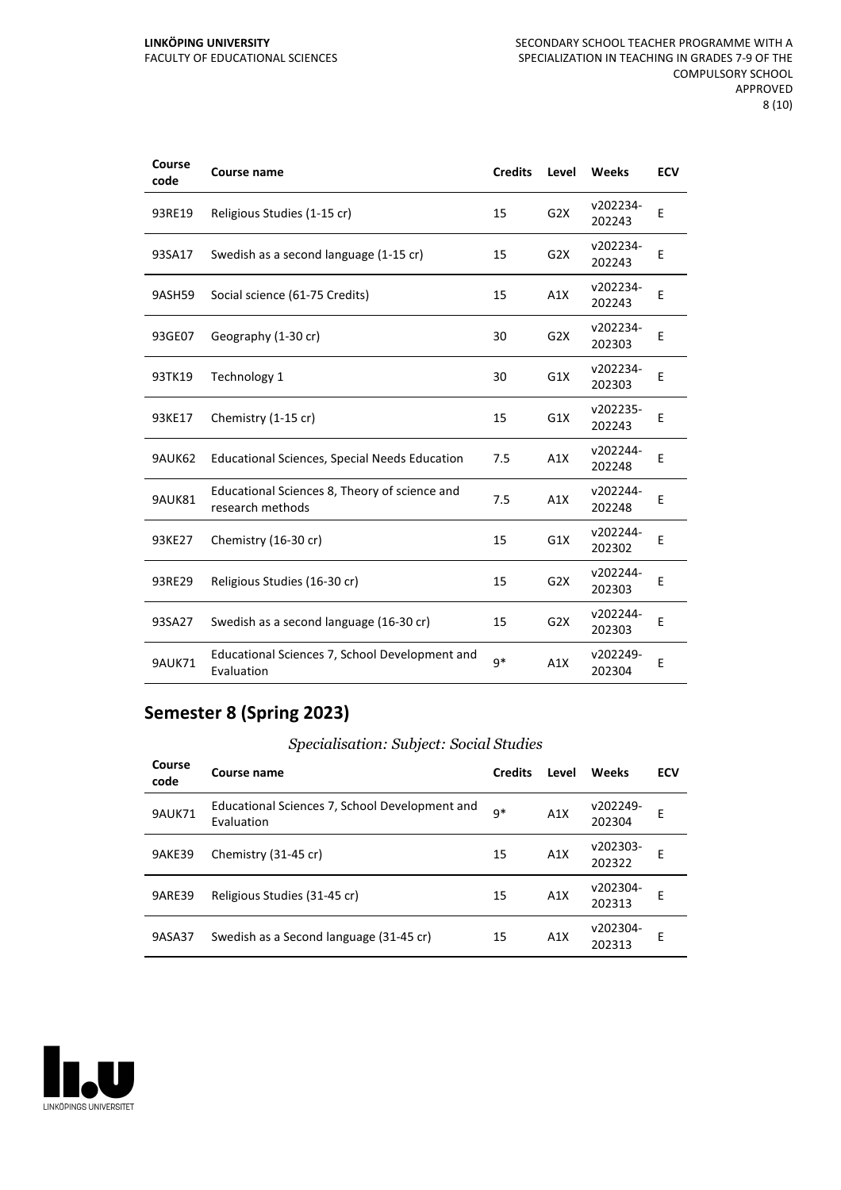| Course code | Course name | Credits | Level | Weeks | ECV |
|---|---|---|---|---|---|
| 93RE19 | Religious Studies (1-15 cr) | 15 | G2X | v202234-202243 | E |
| 93SA17 | Swedish as a second language (1-15 cr) | 15 | G2X | v202234-202243 | E |
| 9ASH59 | Social science (61-75 Credits) | 15 | A1X | v202234-202243 | E |
| 93GE07 | Geography (1-30 cr) | 30 | G2X | v202234-202303 | E |
| 93TK19 | Technology 1 | 30 | G1X | v202234-202303 | E |
| 93KE17 | Chemistry (1-15 cr) | 15 | G1X | v202235-202243 | E |
| 9AUK62 | Educational Sciences, Special Needs Education | 7.5 | A1X | v202244-202248 | E |
| 9AUK81 | Educational Sciences 8, Theory of science and research methods | 7.5 | A1X | v202244-202248 | E |
| 93KE27 | Chemistry (16-30 cr) | 15 | G1X | v202244-202302 | E |
| 93RE29 | Religious Studies (16-30 cr) | 15 | G2X | v202244-202303 | E |
| 93SA27 | Swedish as a second language (16-30 cr) | 15 | G2X | v202244-202303 | E |
| 9AUK71 | Educational Sciences 7, School Development and Evaluation | 9* | A1X | v202249-202304 | E |

## Semester 8 (Spring 2023)

*Specialisation: Subject: Social Studies*

| Course code | Course name | Credits | Level | Weeks | ECV |
|---|---|---|---|---|---|
| 9AUK71 | Educational Sciences 7, School Development and Evaluation | 9* | A1X | v202249-202304 | E |
| 9AKE39 | Chemistry (31-45 cr) | 15 | A1X | v202303-202322 | E |
| 9ARE39 | Religious Studies (31-45 cr) | 15 | A1X | v202304-202313 | E |
| 9ASA37 | Swedish as a Second language (31-45 cr) | 15 | A1X | v202304-202313 | E |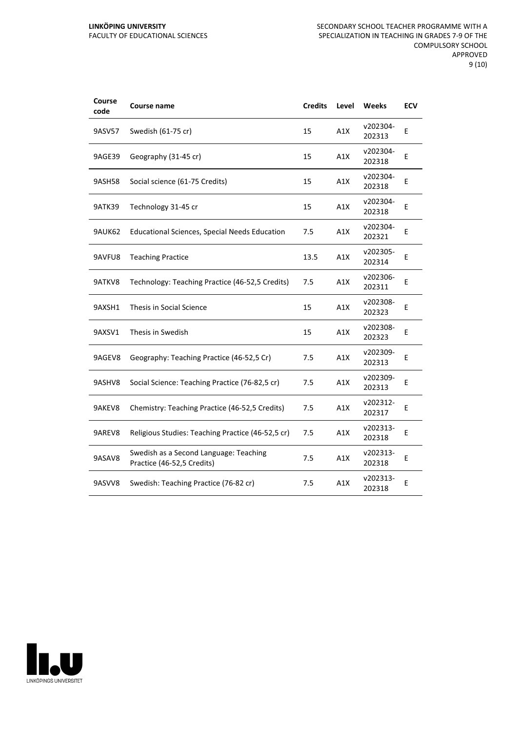| Course code | Course name | Credits | Level | Weeks | ECV |
|---|---|---|---|---|---|
| 9ASV57 | Swedish (61-75 cr) | 15 | A1X | v202304-202313 | E |
| 9AGE39 | Geography (31-45 cr) | 15 | A1X | v202304-202318 | E |
| 9ASH58 | Social science (61-75 Credits) | 15 | A1X | v202304-202318 | E |
| 9ATK39 | Technology 31-45 cr | 15 | A1X | v202304-202318 | E |
| 9AUK62 | Educational Sciences, Special Needs Education | 7.5 | A1X | v202304-202321 | E |
| 9AVFU8 | Teaching Practice | 13.5 | A1X | v202305-202314 | E |
| 9ATKV8 | Technology: Teaching Practice (46-52,5 Credits) | 7.5 | A1X | v202306-202311 | E |
| 9AXSH1 | Thesis in Social Science | 15 | A1X | v202308-202323 | E |
| 9AXSV1 | Thesis in Swedish | 15 | A1X | v202308-202323 | E |
| 9AGEV8 | Geography: Teaching Practice (46-52,5 Cr) | 7.5 | A1X | v202309-202313 | E |
| 9ASHV8 | Social Science: Teaching Practice (76-82,5 cr) | 7.5 | A1X | v202309-202313 | E |
| 9AKEV8 | Chemistry: Teaching Practice (46-52,5 Credits) | 7.5 | A1X | v202312-202317 | E |
| 9AREV8 | Religious Studies: Teaching Practice (46-52,5 cr) | 7.5 | A1X | v202313-202318 | E |
| 9ASAV8 | Swedish as a Second Language: Teaching Practice (46-52,5 Credits) | 7.5 | A1X | v202313-202318 | E |
| 9ASVV8 | Swedish: Teaching Practice (76-82 cr) | 7.5 | A1X | v202313-202318 | E |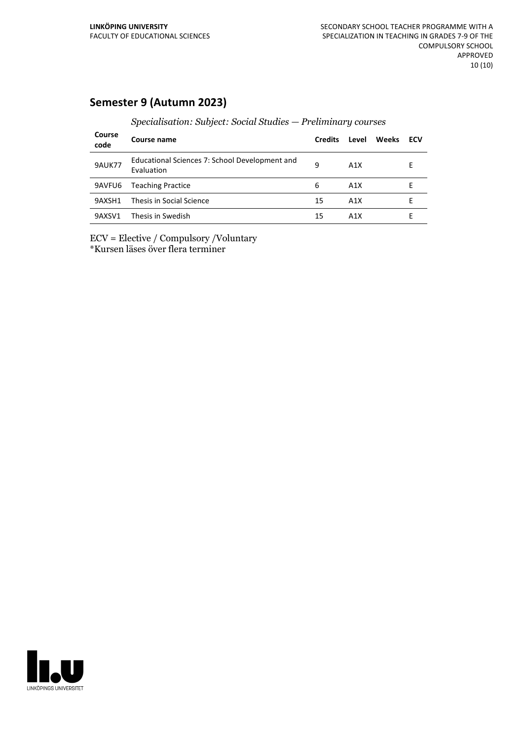## Semester 9 (Autumn 2023)

*Specialisation: Subject: Social Studies — Preliminary courses*

| Course code | Course name | Credits | Level | Weeks | ECV |
|---|---|---|---|---|---|
| 9AUK77 | Educational Sciences 7: School Development and Evaluation | 9 | A1X | | E |
| 9AVFU6 | Teaching Practice | 6 | A1X | | E |
| 9AXSH1 | Thesis in Social Science | 15 | A1X | | E |
| 9AXSV1 | Thesis in Swedish | 15 | A1X | | E |

ECV = Elective / Compulsory /Voluntary

*Kursen läses över flera terminer